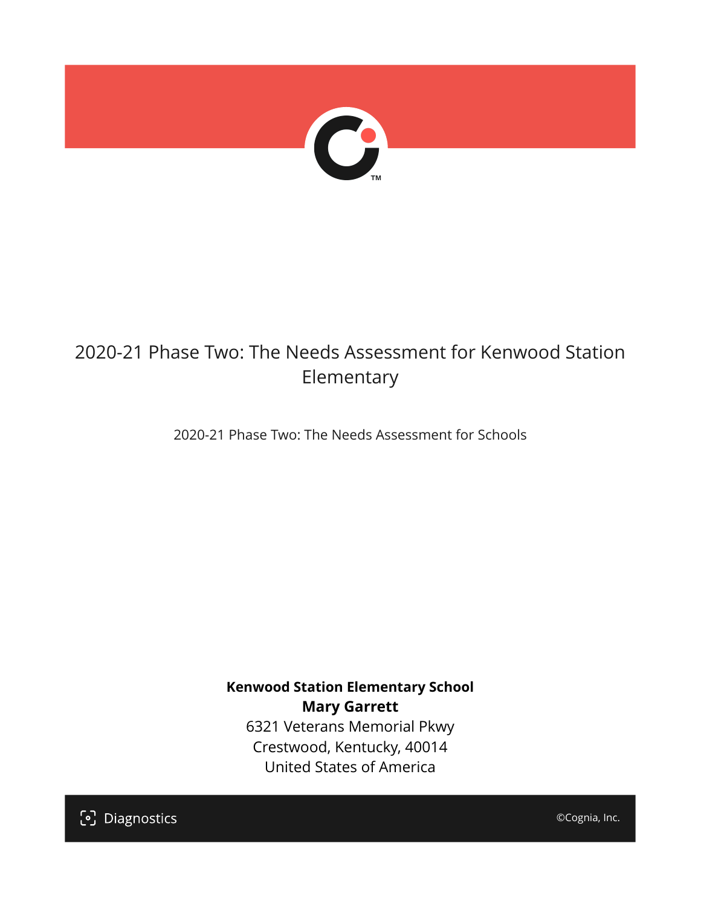# 2020-21 Phase Two: The Needs Assessment for Kenwood Station Elementary

2020-21 Phase Two: The Needs Assessment for Schools

**Kenwood Station Elementary School**
**Mary Garrett**
6321 Veterans Memorial Pkwy
Crestwood, Kentucky, 40014
United States of America

Diagnostics

©Cognia, Inc.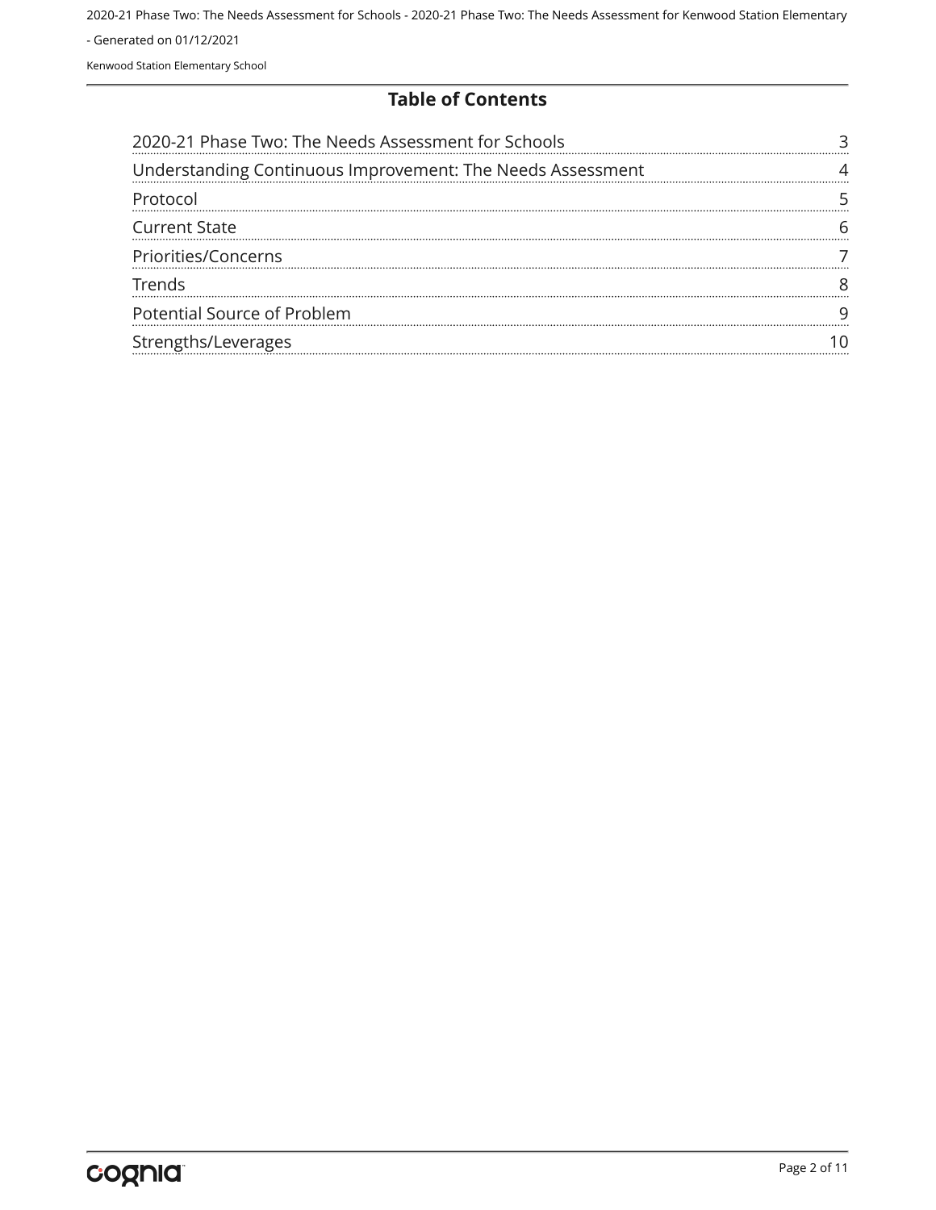## Table of Contents

| Section | Page |
|---|---|
| 2020-21 Phase Two: The Needs Assessment for Schools | 3 |
| Understanding Continuous Improvement: The Needs Assessment | 4 |
| Protocol | 5 |
| Current State | 6 |
| Priorities/Concerns | 7 |
| Trends | 8 |
| Potential Source of Problem | 9 |
| Strengths/Leverages | 10 |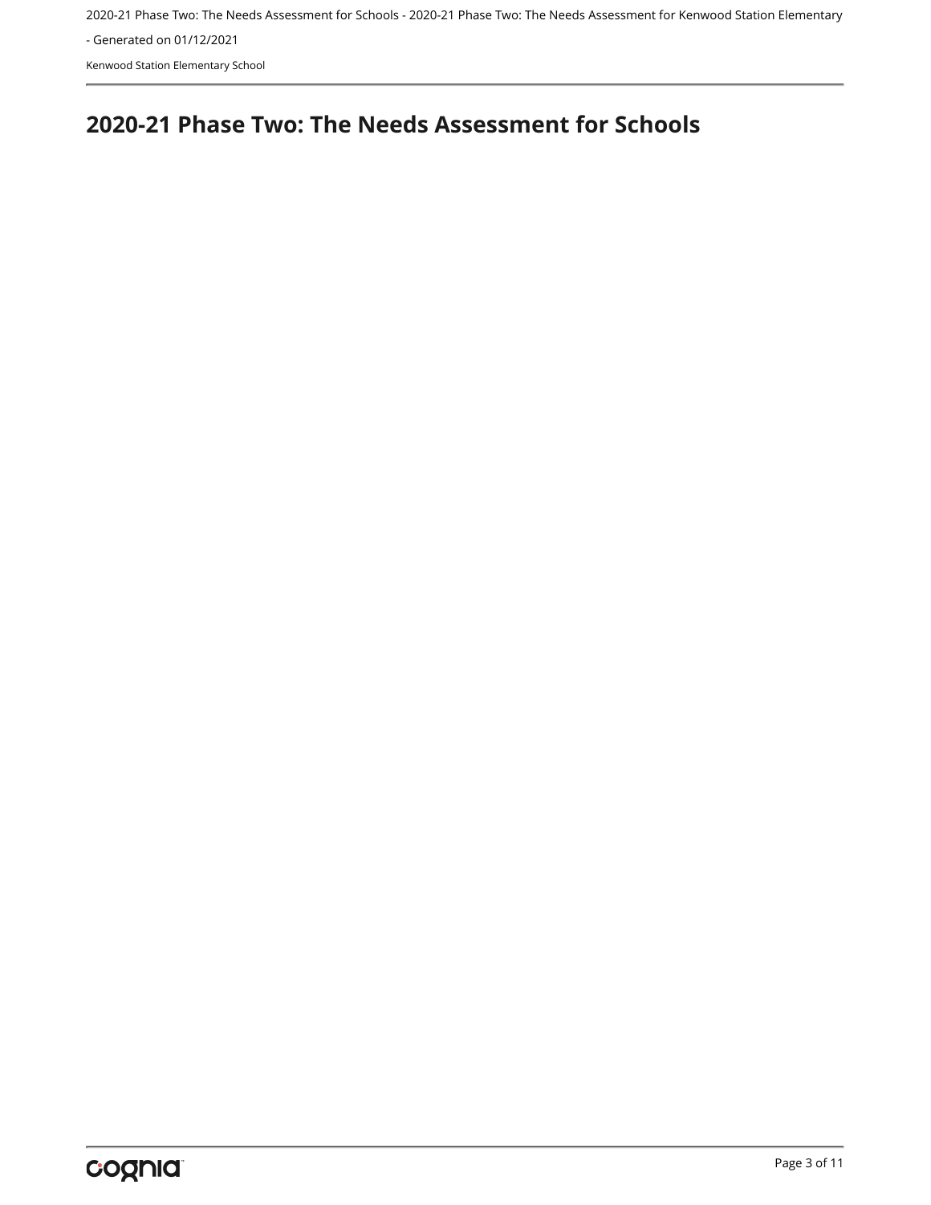# 2020-21 Phase Two: The Needs Assessment for Schools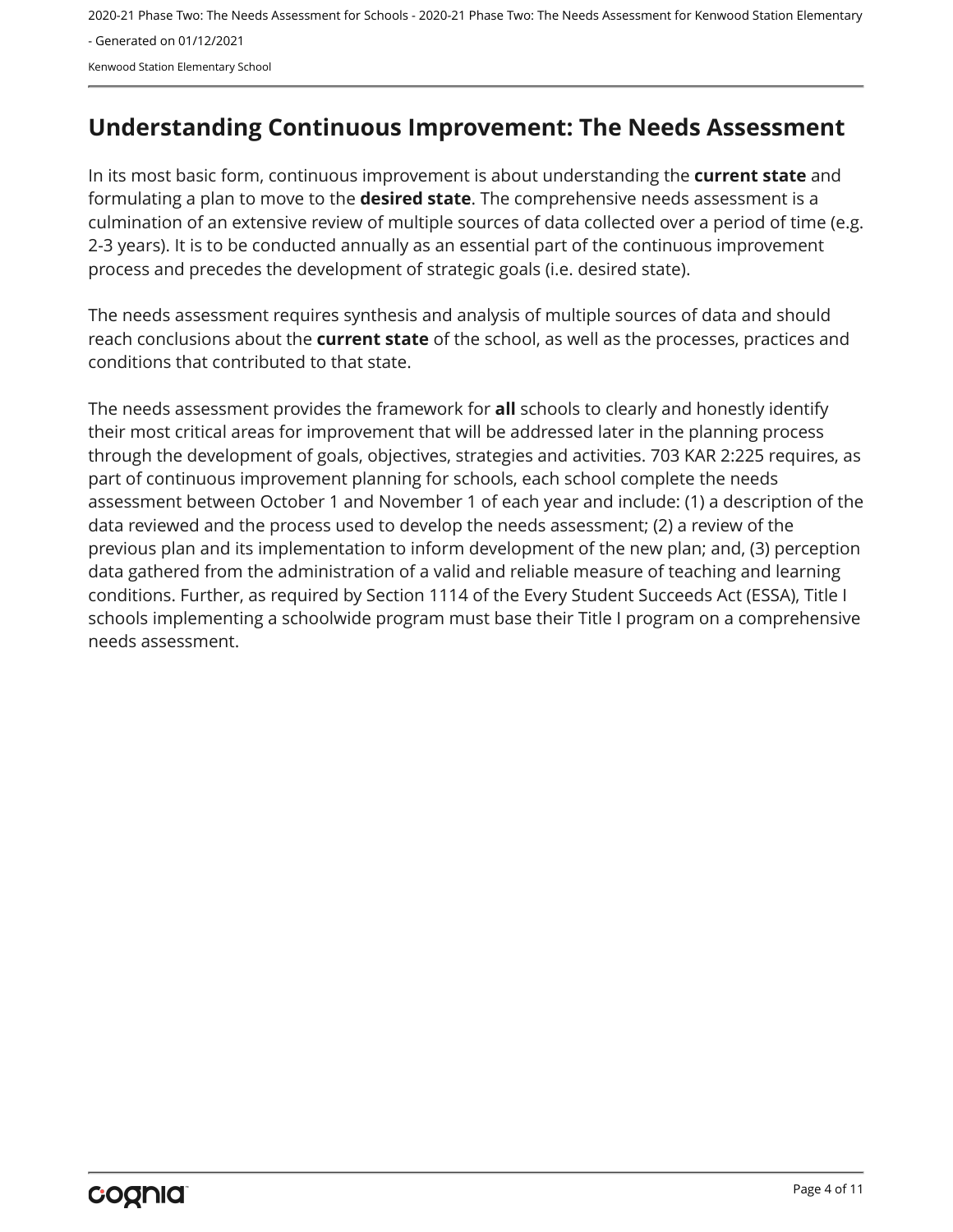## Understanding Continuous Improvement: The Needs Assessment

In its most basic form, continuous improvement is about understanding the **current state** and formulating a plan to move to the **desired state**. The comprehensive needs assessment is a culmination of an extensive review of multiple sources of data collected over a period of time (e.g. 2-3 years). It is to be conducted annually as an essential part of the continuous improvement process and precedes the development of strategic goals (i.e. desired state).

The needs assessment requires synthesis and analysis of multiple sources of data and should reach conclusions about the **current state** of the school, as well as the processes, practices and conditions that contributed to that state.

The needs assessment provides the framework for **all** schools to clearly and honestly identify their most critical areas for improvement that will be addressed later in the planning process through the development of goals, objectives, strategies and activities. 703 KAR 2:225 requires, as part of continuous improvement planning for schools, each school complete the needs assessment between October 1 and November 1 of each year and include: (1) a description of the data reviewed and the process used to develop the needs assessment; (2) a review of the previous plan and its implementation to inform development of the new plan; and, (3) perception data gathered from the administration of a valid and reliable measure of teaching and learning conditions. Further, as required by Section 1114 of the Every Student Succeeds Act (ESSA), Title I schools implementing a schoolwide program must base their Title I program on a comprehensive needs assessment.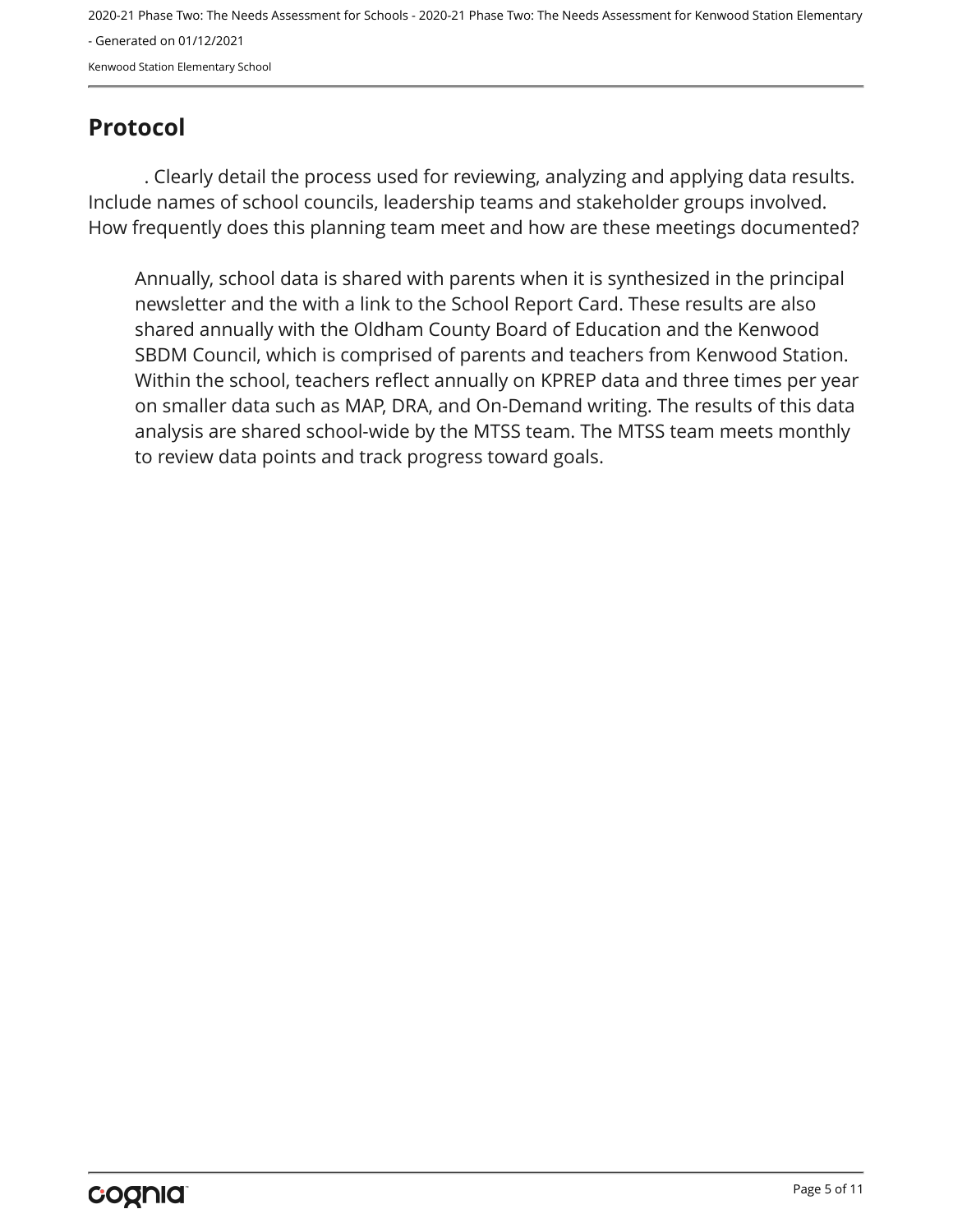## Protocol

. Clearly detail the process used for reviewing, analyzing and applying data results. Include names of school councils, leadership teams and stakeholder groups involved. How frequently does this planning team meet and how are these meetings documented?

Annually, school data is shared with parents when it is synthesized in the principal newsletter and the with a link to the School Report Card. These results are also shared annually with the Oldham County Board of Education and the Kenwood SBDM Council, which is comprised of parents and teachers from Kenwood Station. Within the school, teachers reflect annually on KPREP data and three times per year on smaller data such as MAP, DRA, and On-Demand writing. The results of this data analysis are shared school-wide by the MTSS team. The MTSS team meets monthly to review data points and track progress toward goals.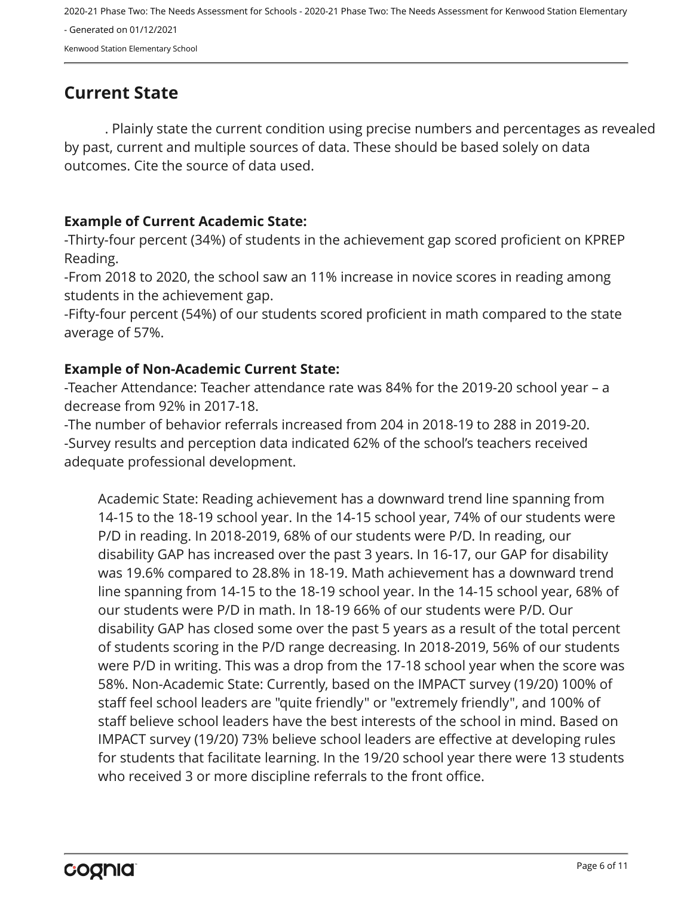## Current State

. Plainly state the current condition using precise numbers and percentages as revealed by past, current and multiple sources of data. These should be based solely on data outcomes. Cite the source of data used.

**Example of Current Academic State:**

-Thirty-four percent (34%) of students in the achievement gap scored proficient on KPREP Reading.

-From 2018 to 2020, the school saw an 11% increase in novice scores in reading among students in the achievement gap.

-Fifty-four percent (54%) of our students scored proficient in math compared to the state average of 57%.

**Example of Non-Academic Current State:**

-Teacher Attendance: Teacher attendance rate was 84% for the 2019-20 school year – a decrease from 92% in 2017-18.

-The number of behavior referrals increased from 204 in 2018-19 to 288 in 2019-20.

-Survey results and perception data indicated 62% of the school's teachers received adequate professional development.

Academic State: Reading achievement has a downward trend line spanning from 14-15 to the 18-19 school year. In the 14-15 school year, 74% of our students were P/D in reading. In 2018-2019, 68% of our students were P/D. In reading, our disability GAP has increased over the past 3 years. In 16-17, our GAP for disability was 19.6% compared to 28.8% in 18-19. Math achievement has a downward trend line spanning from 14-15 to the 18-19 school year. In the 14-15 school year, 68% of our students were P/D in math. In 18-19 66% of our students were P/D. Our disability GAP has closed some over the past 5 years as a result of the total percent of students scoring in the P/D range decreasing. In 2018-2019, 56% of our students were P/D in writing. This was a drop from the 17-18 school year when the score was 58%. Non-Academic State: Currently, based on the IMPACT survey (19/20) 100% of staff feel school leaders are "quite friendly" or "extremely friendly", and 100% of staff believe school leaders have the best interests of the school in mind. Based on IMPACT survey (19/20) 73% believe school leaders are effective at developing rules for students that facilitate learning. In the 19/20 school year there were 13 students who received 3 or more discipline referrals to the front office.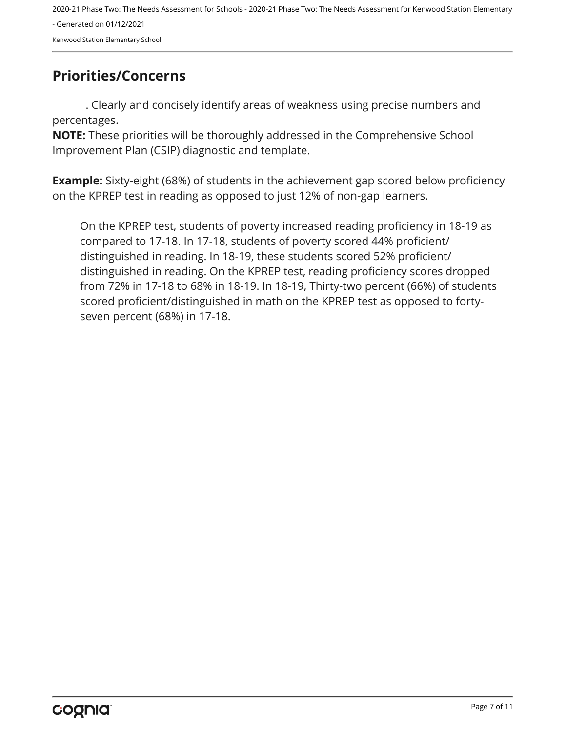## Priorities/Concerns

. Clearly and concisely identify areas of weakness using precise numbers and percentages.

**NOTE:** These priorities will be thoroughly addressed in the Comprehensive School Improvement Plan (CSIP) diagnostic and template.

**Example:** Sixty-eight (68%) of students in the achievement gap scored below proficiency on the KPREP test in reading as opposed to just 12% of non-gap learners.

On the KPREP test, students of poverty increased reading proficiency in 18-19 as compared to 17-18. In 17-18, students of poverty scored 44% proficient/ distinguished in reading. In 18-19, these students scored 52% proficient/ distinguished in reading. On the KPREP test, reading proficiency scores dropped from 72% in 17-18 to 68% in 18-19. In 18-19, Thirty-two percent (66%) of students scored proficient/distinguished in math on the KPREP test as opposed to forty-seven percent (68%) in 17-18.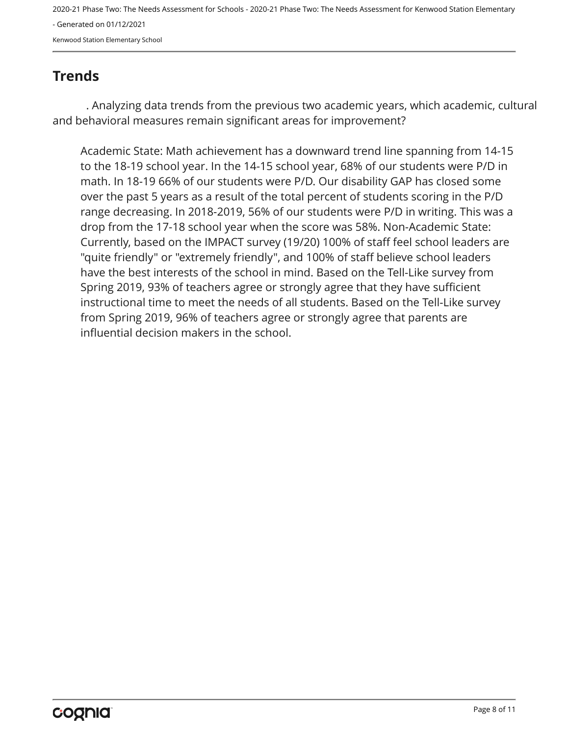## Trends

. Analyzing data trends from the previous two academic years, which academic, cultural and behavioral measures remain significant areas for improvement?

> Academic State: Math achievement has a downward trend line spanning from 14-15 to the 18-19 school year. In the 14-15 school year, 68% of our students were P/D in math. In 18-19 66% of our students were P/D. Our disability GAP has closed some over the past 5 years as a result of the total percent of students scoring in the P/D range decreasing. In 2018-2019, 56% of our students were P/D in writing. This was a drop from the 17-18 school year when the score was 58%. Non-Academic State: Currently, based on the IMPACT survey (19/20) 100% of staff feel school leaders are "quite friendly" or "extremely friendly", and 100% of staff believe school leaders have the best interests of the school in mind. Based on the Tell-Like survey from Spring 2019, 93% of teachers agree or strongly agree that they have sufficient instructional time to meet the needs of all students. Based on the Tell-Like survey from Spring 2019, 96% of teachers agree or strongly agree that parents are influential decision makers in the school.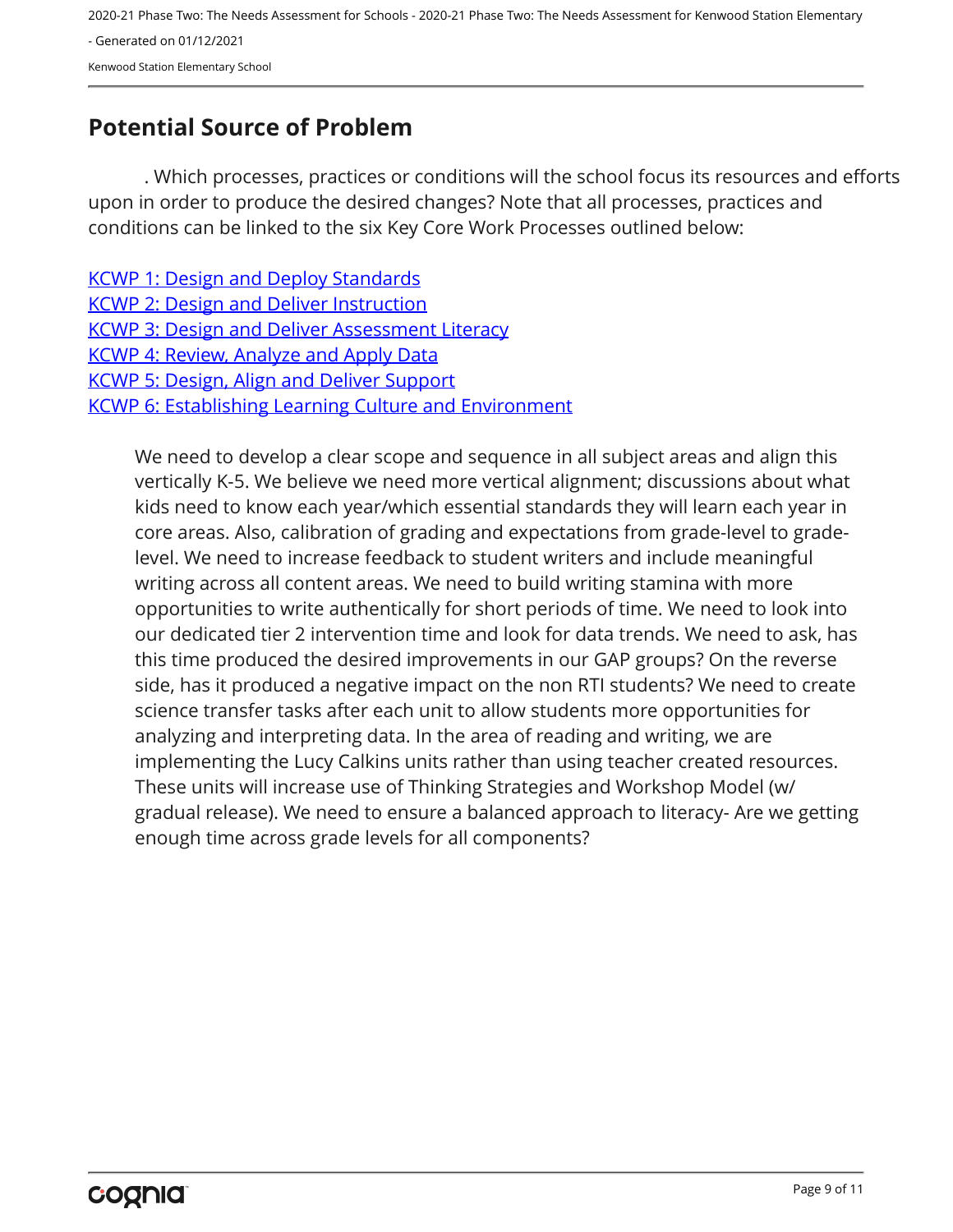## Potential Source of Problem

. Which processes, practices or conditions will the school focus its resources and efforts upon in order to produce the desired changes? Note that all processes, practices and conditions can be linked to the six Key Core Work Processes outlined below:

KCWP 1: Design and Deploy Standards
KCWP 2: Design and Deliver Instruction
KCWP 3: Design and Deliver Assessment Literacy
KCWP 4: Review, Analyze and Apply Data
KCWP 5: Design, Align and Deliver Support
KCWP 6: Establishing Learning Culture and Environment

We need to develop a clear scope and sequence in all subject areas and align this vertically K-5. We believe we need more vertical alignment; discussions about what kids need to know each year/which essential standards they will learn each year in core areas. Also, calibration of grading and expectations from grade-level to grade-level. We need to increase feedback to student writers and include meaningful writing across all content areas. We need to build writing stamina with more opportunities to write authentically for short periods of time. We need to look into our dedicated tier 2 intervention time and look for data trends. We need to ask, has this time produced the desired improvements in our GAP groups? On the reverse side, has it produced a negative impact on the non RTI students? We need to create science transfer tasks after each unit to allow students more opportunities for analyzing and interpreting data. In the area of reading and writing, we are implementing the Lucy Calkins units rather than using teacher created resources. These units will increase use of Thinking Strategies and Workshop Model (w/ gradual release). We need to ensure a balanced approach to literacy- Are we getting enough time across grade levels for all components?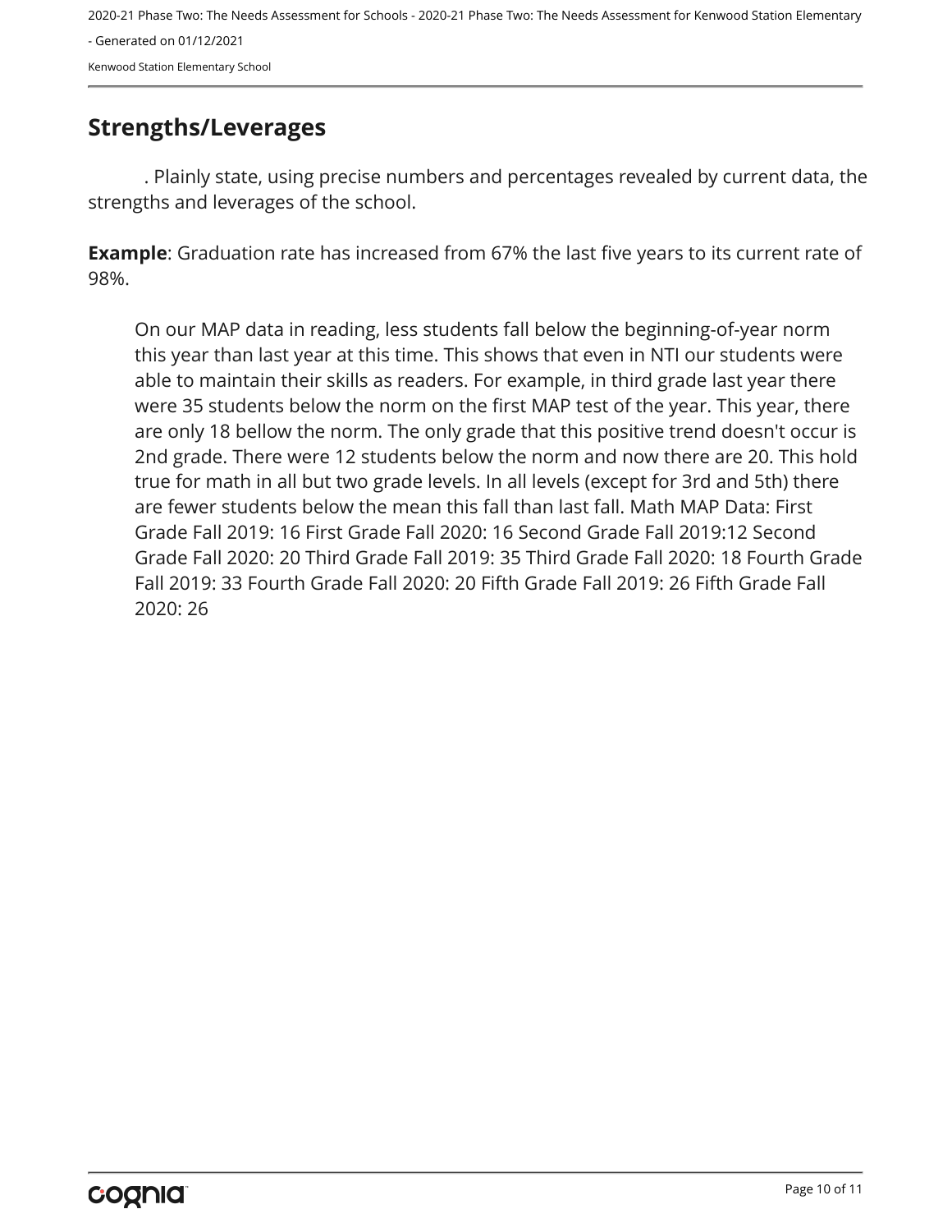## Strengths/Leverages

. Plainly state, using precise numbers and percentages revealed by current data, the strengths and leverages of the school.

**Example**: Graduation rate has increased from 67% the last five years to its current rate of 98%.

On our MAP data in reading, less students fall below the beginning-of-year norm this year than last year at this time. This shows that even in NTI our students were able to maintain their skills as readers. For example, in third grade last year there were 35 students below the norm on the first MAP test of the year. This year, there are only 18 bellow the norm. The only grade that this positive trend doesn't occur is 2nd grade. There were 12 students below the norm and now there are 20. This hold true for math in all but two grade levels. In all levels (except for 3rd and 5th) there are fewer students below the mean this fall than last fall. Math MAP Data: First Grade Fall 2019: 16 First Grade Fall 2020: 16 Second Grade Fall 2019:12 Second Grade Fall 2020: 20 Third Grade Fall 2019: 35 Third Grade Fall 2020: 18 Fourth Grade Fall 2019: 33 Fourth Grade Fall 2020: 20 Fifth Grade Fall 2019: 26 Fifth Grade Fall 2020: 26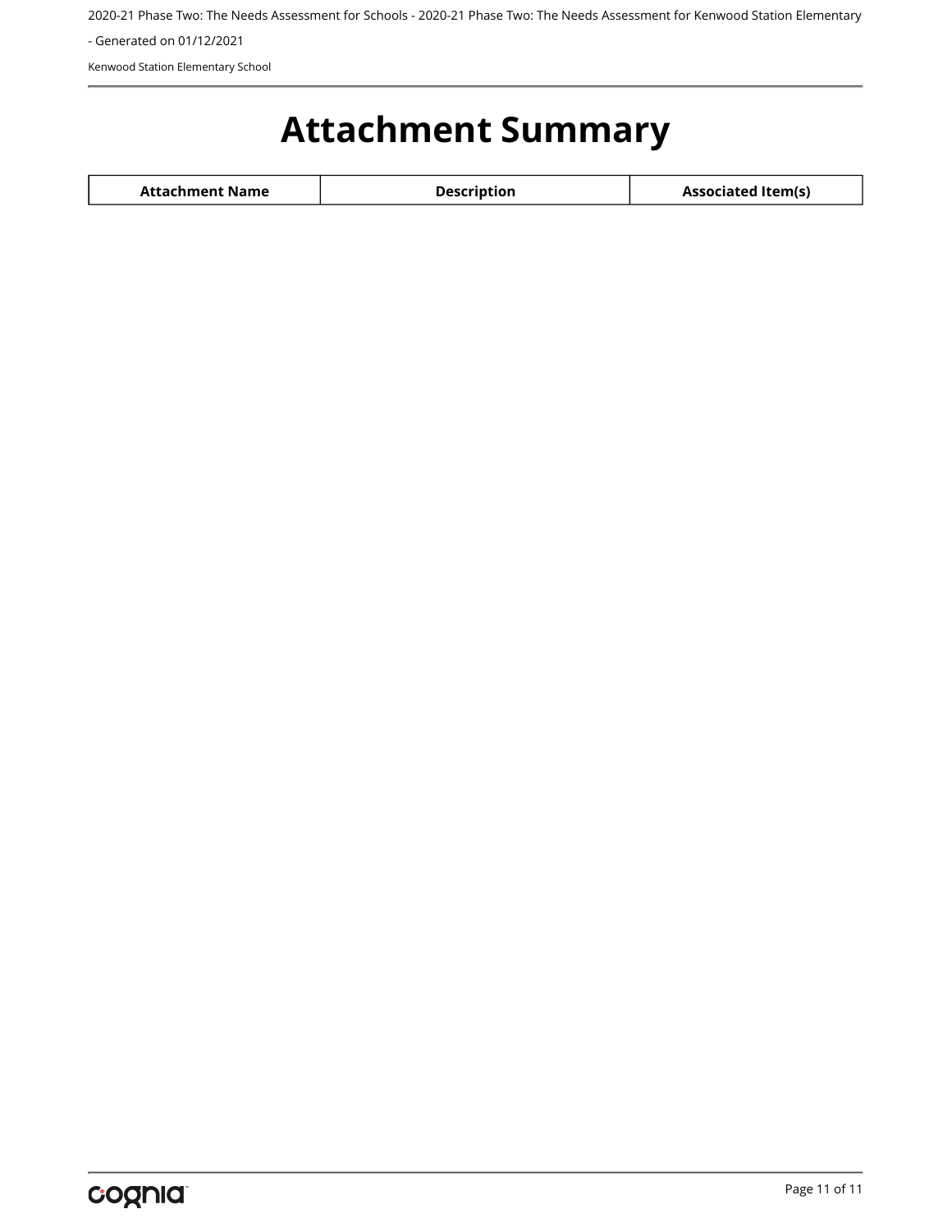# Attachment Summary

| Attachment Name | Description | Associated Item(s) |
| --- | --- | --- |